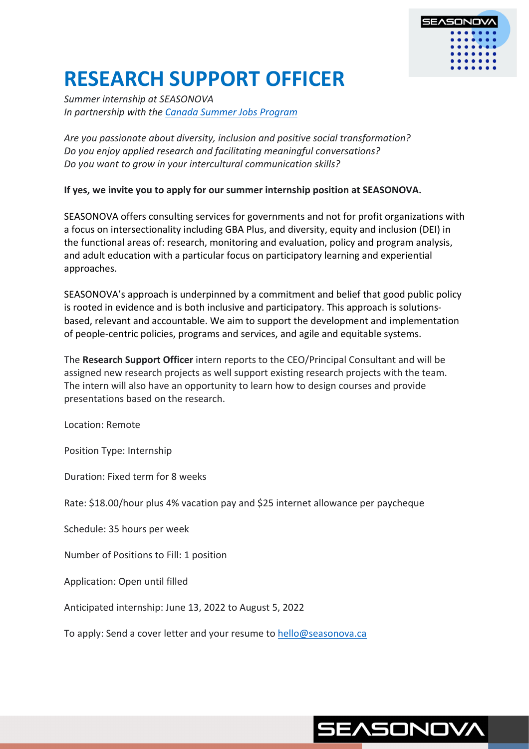# RESEARCH SUPPORT OFFICER

*Summer internship at SEASONOVA*
*In partnership with the Canada Summer Jobs Program*

*Are you passionate about diversity, inclusion and positive social transformation?*
*Do you enjoy applied research and facilitating meaningful conversations?*
*Do you want to grow in your intercultural communication skills?*

**If yes, we invite you to apply for our summer internship position at SEASONOVA.**

SEASONOVA offers consulting services for governments and not for profit organizations with a focus on intersectionality including GBA Plus, and diversity, equity and inclusion (DEI) in the functional areas of: research, monitoring and evaluation, policy and program analysis, and adult education with a particular focus on participatory learning and experiential approaches.

SEASONOVA's approach is underpinned by a commitment and belief that good public policy is rooted in evidence and is both inclusive and participatory. This approach is solutions-based, relevant and accountable. We aim to support the development and implementation of people-centric policies, programs and services, and agile and equitable systems.

The **Research Support Officer** intern reports to the CEO/Principal Consultant and will be assigned new research projects as well support existing research projects with the team. The intern will also have an opportunity to learn how to design courses and provide presentations based on the research.

Location: Remote

Position Type: Internship

Duration: Fixed term for 8 weeks

Rate: $18.00/hour plus 4% vacation pay and $25 internet allowance per paycheque

Schedule: 35 hours per week

Number of Positions to Fill: 1 position

Application: Open until filled

Anticipated internship: June 13, 2022 to August 5, 2022

To apply: Send a cover letter and your resume to hello@seasonova.ca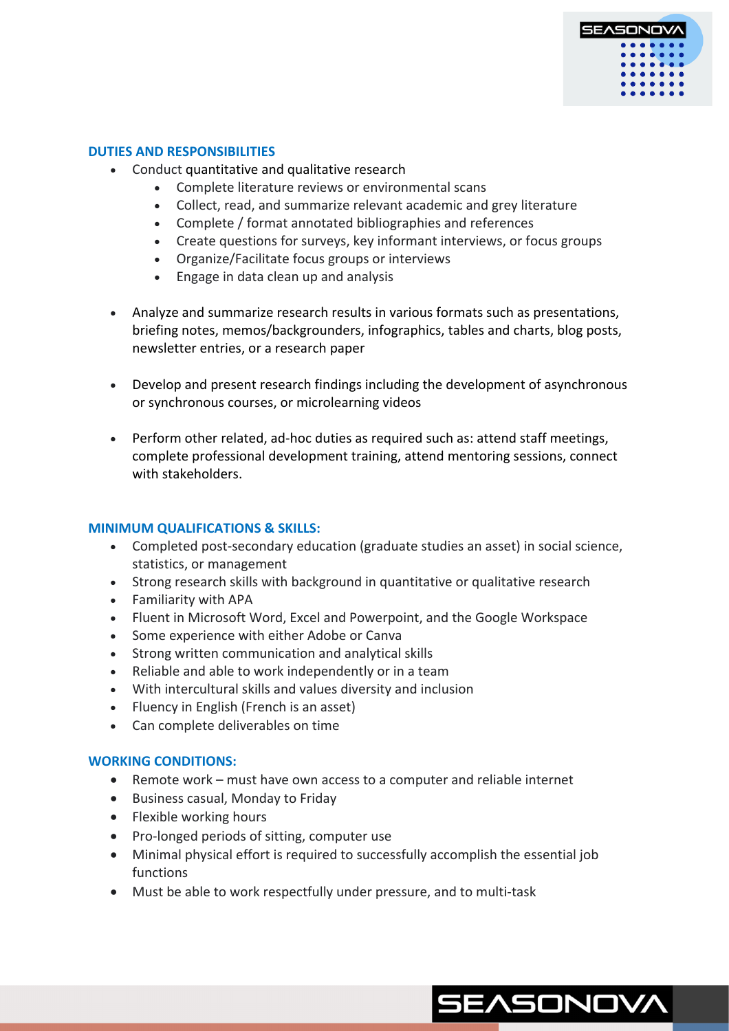## DUTIES AND RESPONSIBILITIES

- Conduct quantitative and qualitative research
  - Complete literature reviews or environmental scans
  - Collect, read, and summarize relevant academic and grey literature
  - Complete / format annotated bibliographies and references
  - Create questions for surveys, key informant interviews, or focus groups
  - Organize/Facilitate focus groups or interviews
  - Engage in data clean up and analysis
- Analyze and summarize research results in various formats such as presentations, briefing notes, memos/backgrounders, infographics, tables and charts, blog posts, newsletter entries, or a research paper
- Develop and present research findings including the development of asynchronous or synchronous courses, or microlearning videos
- Perform other related, ad-hoc duties as required such as: attend staff meetings, complete professional development training, attend mentoring sessions, connect with stakeholders.

## MINIMUM QUALIFICATIONS & SKILLS:

- Completed post-secondary education (graduate studies an asset) in social science, statistics, or management
- Strong research skills with background in quantitative or qualitative research
- Familiarity with APA
- Fluent in Microsoft Word, Excel and Powerpoint, and the Google Workspace
- Some experience with either Adobe or Canva
- Strong written communication and analytical skills
- Reliable and able to work independently or in a team
- With intercultural skills and values diversity and inclusion
- Fluency in English (French is an asset)
- Can complete deliverables on time

## WORKING CONDITIONS:

- Remote work – must have own access to a computer and reliable internet
- Business casual, Monday to Friday
- Flexible working hours
- Pro-longed periods of sitting, computer use
- Minimal physical effort is required to successfully accomplish the essential job functions
- Must be able to work respectfully under pressure, and to multi-task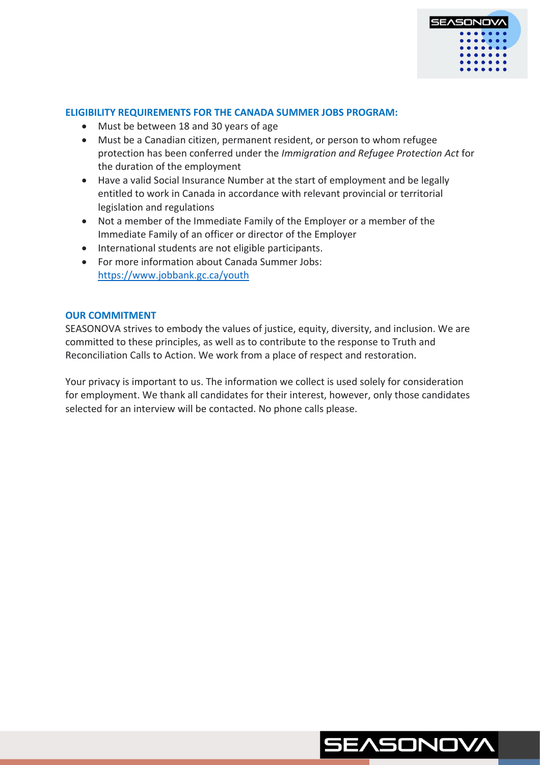## ELIGIBILITY REQUIREMENTS FOR THE CANADA SUMMER JOBS PROGRAM:

- Must be between 18 and 30 years of age
- Must be a Canadian citizen, permanent resident, or person to whom refugee protection has been conferred under the *Immigration and Refugee Protection Act* for the duration of the employment
- Have a valid Social Insurance Number at the start of employment and be legally entitled to work in Canada in accordance with relevant provincial or territorial legislation and regulations
- Not a member of the Immediate Family of the Employer or a member of the Immediate Family of an officer or director of the Employer
- International students are not eligible participants.
- For more information about Canada Summer Jobs: [https://www.jobbank.gc.ca/youth](https://www.jobbank.gc.ca/youth)

## OUR COMMITMENT

SEASONOVA strives to embody the values of justice, equity, diversity, and inclusion. We are committed to these principles, as well as to contribute to the response to Truth and Reconciliation Calls to Action. We work from a place of respect and restoration.

Your privacy is important to us. The information we collect is used solely for consideration for employment. We thank all candidates for their interest, however, only those candidates selected for an interview will be contacted. No phone calls please.